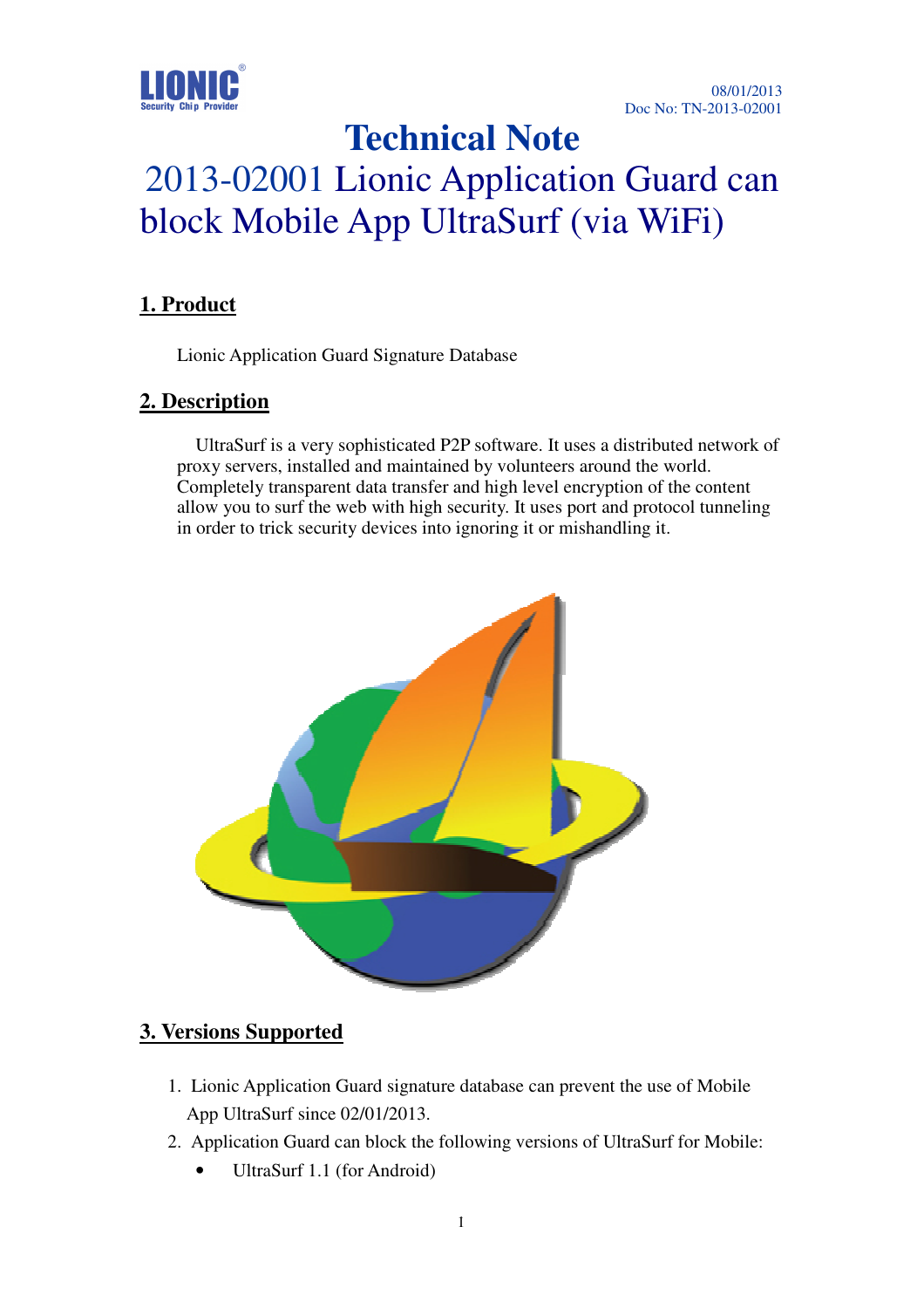08/01/2013
Doc No: TN-2013-02001

# Technical Note

# 2013-02001 Lionic Application Guard can block Mobile App UltraSurf (via WiFi)

## 1. Product

Lionic Application Guard Signature Database

## 2. Description

UltraSurf is a very sophisticated P2P software. It uses a distributed network of proxy servers, installed and maintained by volunteers around the world. Completely transparent data transfer and high level encryption of the content allow you to surf the web with high security. It uses port and protocol tunneling in order to trick security devices into ignoring it or mishandling it.

## 3. Versions Supported

1. Lionic Application Guard signature database can prevent the use of Mobile App UltraSurf since 02/01/2013.
2. Application Guard can block the following versions of UltraSurf for Mobile:
   - UltraSurf 1.1 (for Android)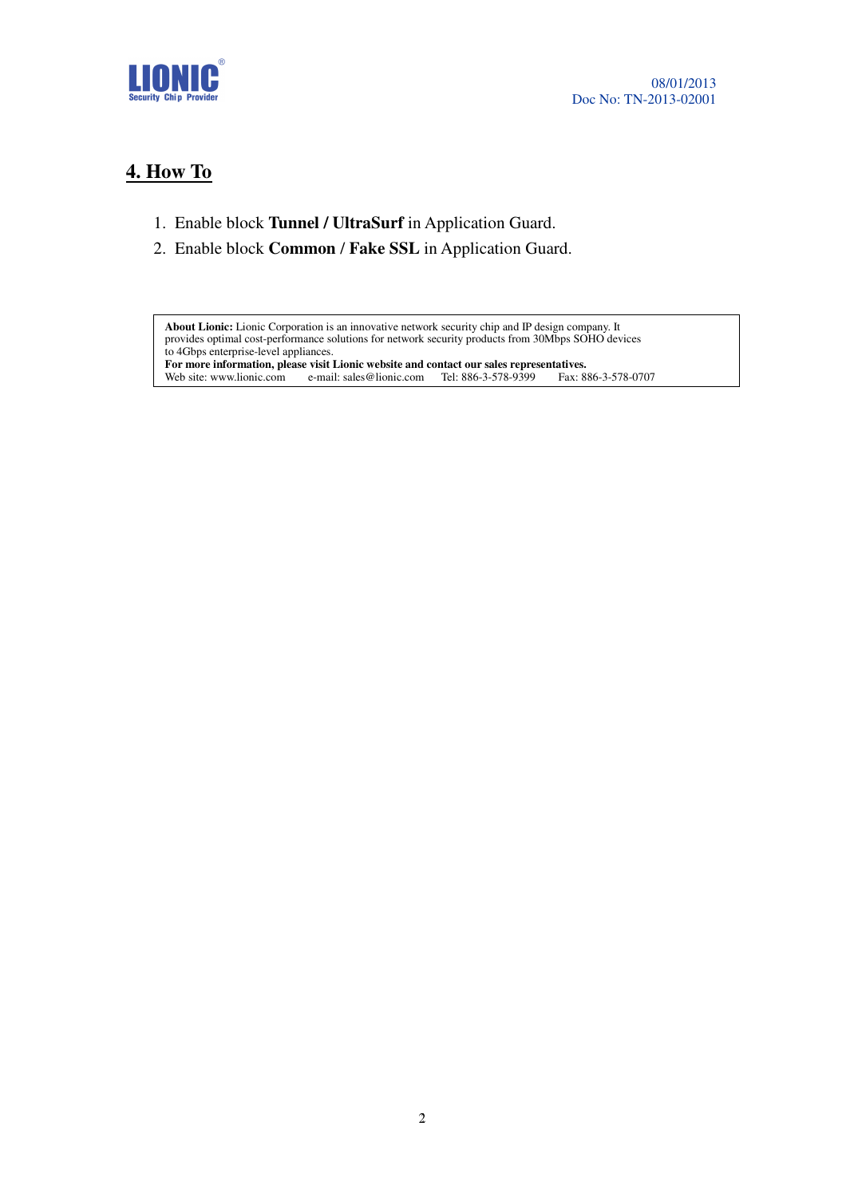## 4. How To

1. Enable block **Tunnel / UltraSurf** in Application Guard.
2. Enable block **Common / Fake SSL** in Application Guard.

**About Lionic:** Lionic Corporation is an innovative network security chip and IP design company. It provides optimal cost-performance solutions for network security products from 30Mbps SOHO devices to 4Gbps enterprise-level appliances.
**For more information, please visit Lionic website and contact our sales representatives.**
Web site: www.lionic.com e-mail: sales@lionic.com Tel: 886-3-578-9399 Fax: 886-3-578-0707